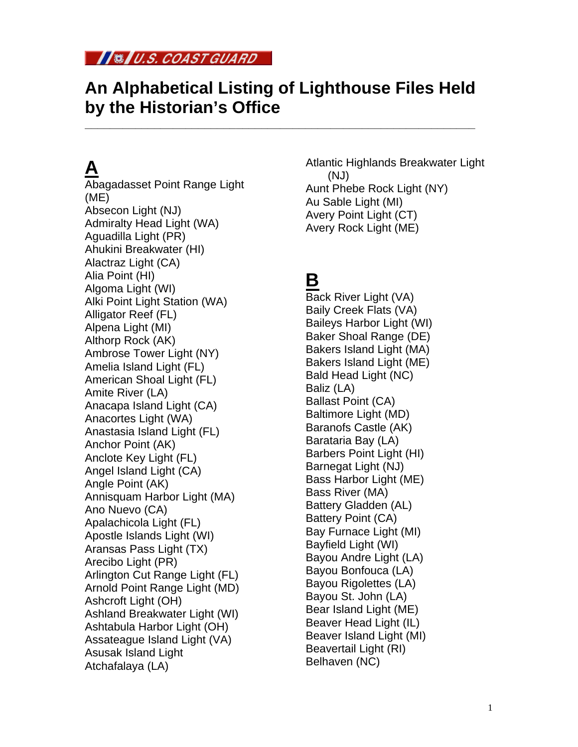U.S. COAST GUARD

# An Alphabetical Listing of Lighthouse Files Held by the Historian's Office

## A

Abagadasset Point Range Light (ME)
Absecon Light (NJ)
Admiralty Head Light (WA)
Aguadilla Light (PR)
Ahukini Breakwater (HI)
Alactraz Light (CA)
Alia Point (HI)
Algoma Light (WI)
Alki Point Light Station (WA)
Alligator Reef (FL)
Alpena Light (MI)
Althorp Rock (AK)
Ambrose Tower Light (NY)
Amelia Island Light (FL)
American Shoal Light (FL)
Amite River (LA)
Anacapa Island Light (CA)
Anacortes Light (WA)
Anastasia Island Light (FL)
Anchor Point (AK)
Anclote Key Light (FL)
Angel Island Light (CA)
Angle Point (AK)
Annisquam Harbor Light (MA)
Ano Nuevo (CA)
Apalachicola Light (FL)
Apostle Islands Light (WI)
Aransas Pass Light (TX)
Arecibo Light (PR)
Arlington Cut Range Light (FL)
Arnold Point Range Light (MD)
Ashcroft Light (OH)
Ashland Breakwater Light (WI)
Ashtabula Harbor Light (OH)
Assateague Island Light (VA)
Asusak Island Light
Atchafalaya (LA)
Atlantic Highlands Breakwater Light (NJ)
Aunt Phebe Rock Light (NY)
Au Sable Light (MI)
Avery Point Light (CT)
Avery Rock Light (ME)

## B

Back River Light (VA)
Baily Creek Flats (VA)
Baileys Harbor Light (WI)
Baker Shoal Range (DE)
Bakers Island Light (MA)
Bakers Island Light (ME)
Bald Head Light (NC)
Baliz (LA)
Ballast Point (CA)
Baltimore Light (MD)
Baranofs Castle (AK)
Barataria Bay (LA)
Barbers Point Light (HI)
Barnegat Light (NJ)
Bass Harbor Light (ME)
Bass River (MA)
Battery Gladden (AL)
Battery Point (CA)
Bay Furnace Light (MI)
Bayfield Light (WI)
Bayou Andre Light (LA)
Bayou Bonfouca (LA)
Bayou Rigolettes (LA)
Bayou St. John (LA)
Bear Island Light (ME)
Beaver Head Light (IL)
Beaver Island Light (MI)
Beavertail Light (RI)
Belhaven (NC)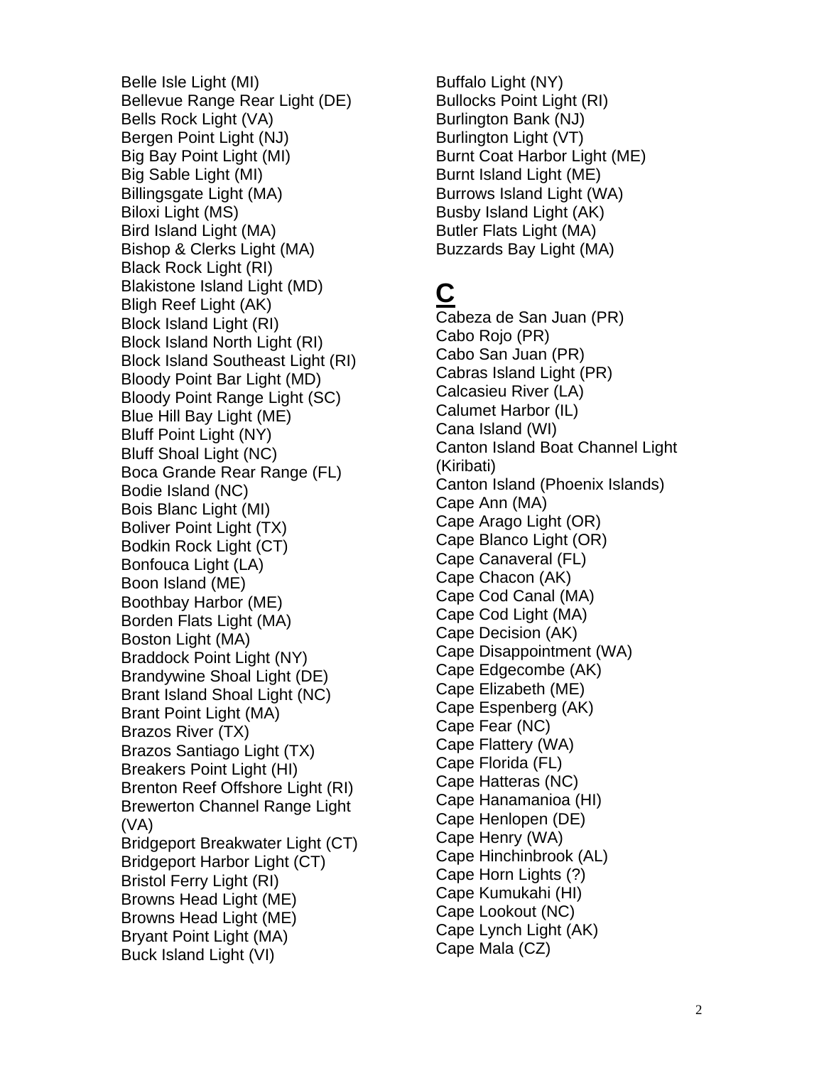Belle Isle Light (MI)
Bellevue Range Rear Light (DE)
Bells Rock Light (VA)
Bergen Point Light (NJ)
Big Bay Point Light (MI)
Big Sable Light (MI)
Billingsgate Light (MA)
Biloxi Light (MS)
Bird Island Light (MA)
Bishop & Clerks Light (MA)
Black Rock Light (RI)
Blakistone Island Light (MD)
Bligh Reef Light (AK)
Block Island Light (RI)
Block Island North Light (RI)
Block Island Southeast Light (RI)
Bloody Point Bar Light (MD)
Bloody Point Range Light (SC)
Blue Hill Bay Light (ME)
Bluff Point Light (NY)
Bluff Shoal Light (NC)
Boca Grande Rear Range (FL)
Bodie Island (NC)
Bois Blanc Light (MI)
Boliver Point Light (TX)
Bodkin Rock Light (CT)
Bonfouca Light (LA)
Boon Island (ME)
Boothbay Harbor (ME)
Borden Flats Light (MA)
Boston Light (MA)
Braddock Point Light (NY)
Brandywine Shoal Light (DE)
Brant Island Shoal Light (NC)
Brant Point Light (MA)
Brazos River (TX)
Brazos Santiago Light (TX)
Breakers Point Light (HI)
Brenton Reef Offshore Light (RI)
Brewerton Channel Range Light (VA)
Bridgeport Breakwater Light (CT)
Bridgeport Harbor Light (CT)
Bristol Ferry Light (RI)
Browns Head Light (ME)
Browns Head Light (ME)
Bryant Point Light (MA)
Buck Island Light (VI)
Buffalo Light (NY)
Bullocks Point Light (RI)
Burlington Bank (NJ)
Burlington Light (VT)
Burnt Coat Harbor Light (ME)
Burnt Island Light (ME)
Burrows Island Light (WA)
Busby Island Light (AK)
Butler Flats Light (MA)
Buzzards Bay Light (MA)

## C

Cabeza de San Juan (PR)
Cabo Rojo (PR)
Cabo San Juan (PR)
Cabras Island Light (PR)
Calcasieu River (LA)
Calumet Harbor (IL)
Cana Island (WI)
Canton Island Boat Channel Light (Kiribati)
Canton Island (Phoenix Islands)
Cape Ann (MA)
Cape Arago Light (OR)
Cape Blanco Light (OR)
Cape Canaveral (FL)
Cape Chacon (AK)
Cape Cod Canal (MA)
Cape Cod Light (MA)
Cape Decision (AK)
Cape Disappointment (WA)
Cape Edgecombe (AK)
Cape Elizabeth (ME)
Cape Espenberg (AK)
Cape Fear (NC)
Cape Flattery (WA)
Cape Florida (FL)
Cape Hatteras (NC)
Cape Hanamanioa (HI)
Cape Henlopen (DE)
Cape Henry (WA)
Cape Hinchinbrook (AL)
Cape Horn Lights (?)
Cape Kumukahi (HI)
Cape Lookout (NC)
Cape Lynch Light (AK)
Cape Mala (CZ)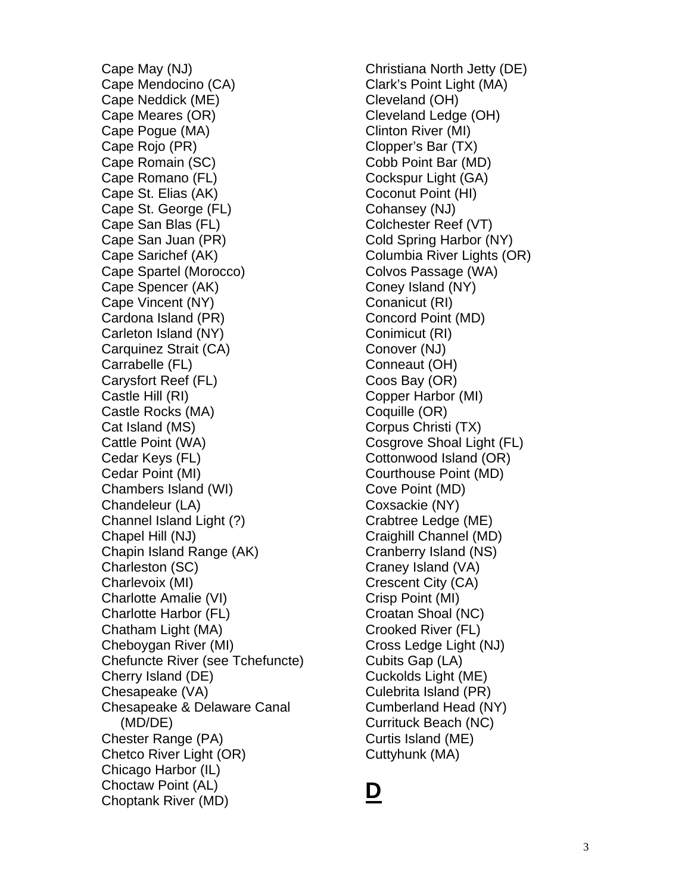Cape May (NJ)
Cape Mendocino (CA)
Cape Neddick (ME)
Cape Meares (OR)
Cape Pogue (MA)
Cape Rojo (PR)
Cape Romain (SC)
Cape Romano (FL)
Cape St. Elias (AK)
Cape St. George (FL)
Cape San Blas (FL)
Cape San Juan (PR)
Cape Sarichef (AK)
Cape Spartel (Morocco)
Cape Spencer (AK)
Cape Vincent (NY)
Cardona Island (PR)
Carleton Island (NY)
Carquinez Strait (CA)
Carrabelle (FL)
Carysfort Reef (FL)
Castle Hill (RI)
Castle Rocks (MA)
Cat Island (MS)
Cattle Point (WA)
Cedar Keys (FL)
Cedar Point (MI)
Chambers Island (WI)
Chandeleur (LA)
Channel Island Light (?)
Chapel Hill (NJ)
Chapin Island Range (AK)
Charleston (SC)
Charlevoix (MI)
Charlotte Amalie (VI)
Charlotte Harbor (FL)
Chatham Light (MA)
Cheboygan River (MI)
Chefuncte River (see Tchefuncte)
Cherry Island (DE)
Chesapeake (VA)
Chesapeake & Delaware Canal (MD/DE)
Chester Range (PA)
Chetco River Light (OR)
Chicago Harbor (IL)
Choctaw Point (AL)
Choptank River (MD)
Christiana North Jetty (DE)
Clark's Point Light (MA)
Cleveland (OH)
Cleveland Ledge (OH)
Clinton River (MI)
Clopper's Bar (TX)
Cobb Point Bar (MD)
Cockspur Light (GA)
Coconut Point (HI)
Cohansey (NJ)
Colchester Reef (VT)
Cold Spring Harbor (NY)
Columbia River Lights (OR)
Colvos Passage (WA)
Coney Island (NY)
Conanicut (RI)
Concord Point (MD)
Conimicut (RI)
Conover (NJ)
Conneaut (OH)
Coos Bay (OR)
Copper Harbor (MI)
Coquille (OR)
Corpus Christi (TX)
Cosgrove Shoal Light (FL)
Cottonwood Island (OR)
Courthouse Point (MD)
Cove Point (MD)
Coxsackie (NY)
Crabtree Ledge (ME)
Craighill Channel (MD)
Cranberry Island (NS)
Craney Island (VA)
Crescent City (CA)
Crisp Point (MI)
Croatan Shoal (NC)
Crooked River (FL)
Cross Ledge Light (NJ)
Cubits Gap (LA)
Cuckolds Light (ME)
Culebrita Island (PR)
Cumberland Head (NY)
Currituck Beach (NC)
Curtis Island (ME)
Cuttyhunk (MA)

# D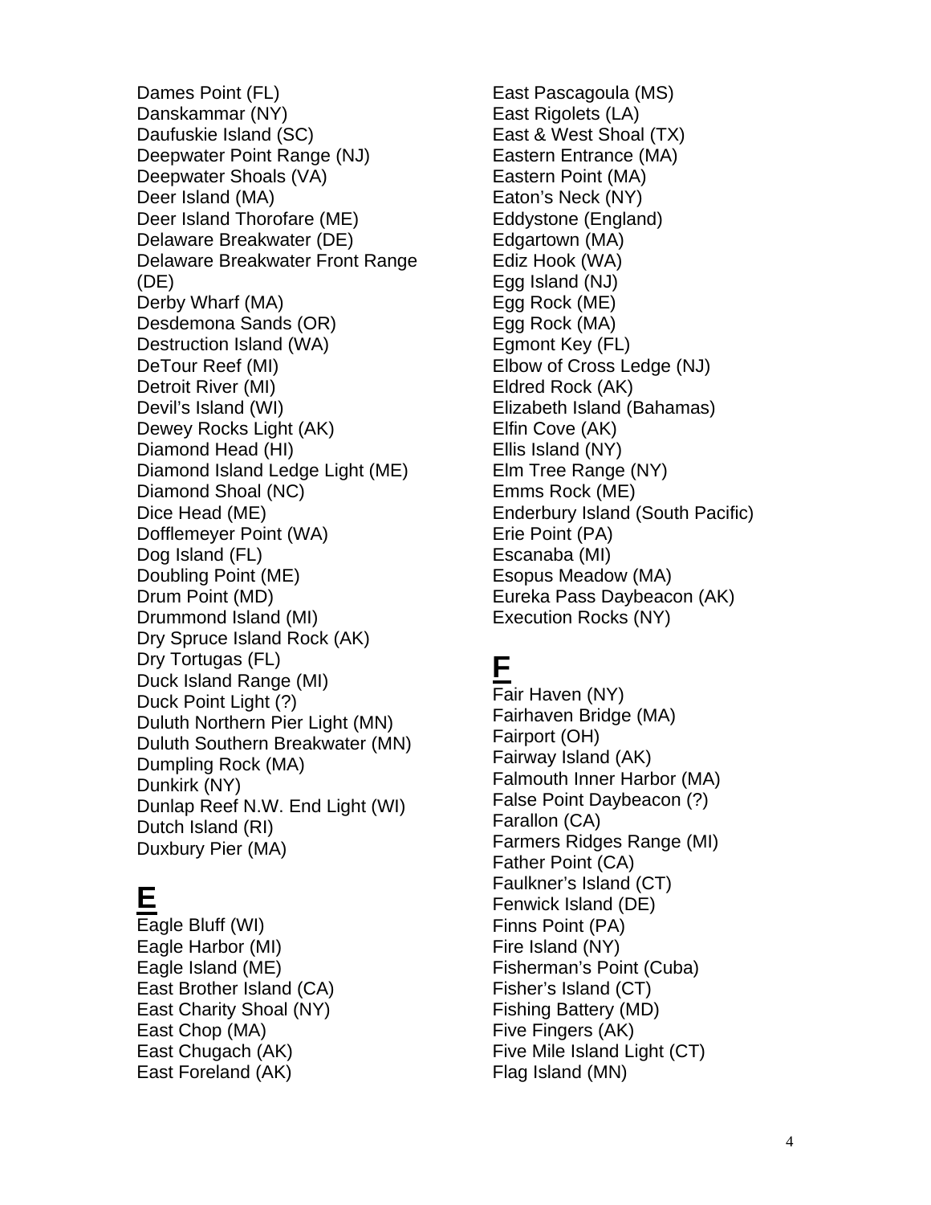Dames Point (FL)
Danskammar (NY)
Daufuskie Island (SC)
Deepwater Point Range (NJ)
Deepwater Shoals (VA)
Deer Island (MA)
Deer Island Thorofare (ME)
Delaware Breakwater (DE)
Delaware Breakwater Front Range (DE)
Derby Wharf (MA)
Desdemona Sands (OR)
Destruction Island (WA)
DeTour Reef (MI)
Detroit River (MI)
Devil's Island (WI)
Dewey Rocks Light (AK)
Diamond Head (HI)
Diamond Island Ledge Light (ME)
Diamond Shoal (NC)
Dice Head (ME)
Dofflemeyer Point (WA)
Dog Island (FL)
Doubling Point (ME)
Drum Point (MD)
Drummond Island (MI)
Dry Spruce Island Rock (AK)
Dry Tortugas (FL)
Duck Island Range (MI)
Duck Point Light (?)
Duluth Northern Pier Light (MN)
Duluth Southern Breakwater (MN)
Dumpling Rock (MA)
Dunkirk (NY)
Dunlap Reef N.W. End Light (WI)
Dutch Island (RI)
Duxbury Pier (MA)

# E

Eagle Bluff (WI)
Eagle Harbor (MI)
Eagle Island (ME)
East Brother Island (CA)
East Charity Shoal (NY)
East Chop (MA)
East Chugach (AK)
East Foreland (AK)
East Pascagoula (MS)
East Rigolets (LA)
East & West Shoal (TX)
Eastern Entrance (MA)
Eastern Point (MA)
Eaton's Neck (NY)
Eddystone (England)
Edgartown (MA)
Ediz Hook (WA)
Egg Island (NJ)
Egg Rock (ME)
Egg Rock (MA)
Egmont Key (FL)
Elbow of Cross Ledge (NJ)
Eldred Rock (AK)
Elizabeth Island (Bahamas)
Elfin Cove (AK)
Ellis Island (NY)
Elm Tree Range (NY)
Emms Rock (ME)
Enderbury Island (South Pacific)
Erie Point (PA)
Escanaba (MI)
Esopus Meadow (MA)
Eureka Pass Daybeacon (AK)
Execution Rocks (NY)

# F

Fair Haven (NY)
Fairhaven Bridge (MA)
Fairport (OH)
Fairway Island (AK)
Falmouth Inner Harbor (MA)
False Point Daybeacon (?)
Farallon (CA)
Farmers Ridges Range (MI)
Father Point (CA)
Faulkner's Island (CT)
Fenwick Island (DE)
Finns Point (PA)
Fire Island (NY)
Fisherman's Point (Cuba)
Fisher's Island (CT)
Fishing Battery (MD)
Five Fingers (AK)
Five Mile Island Light (CT)
Flag Island (MN)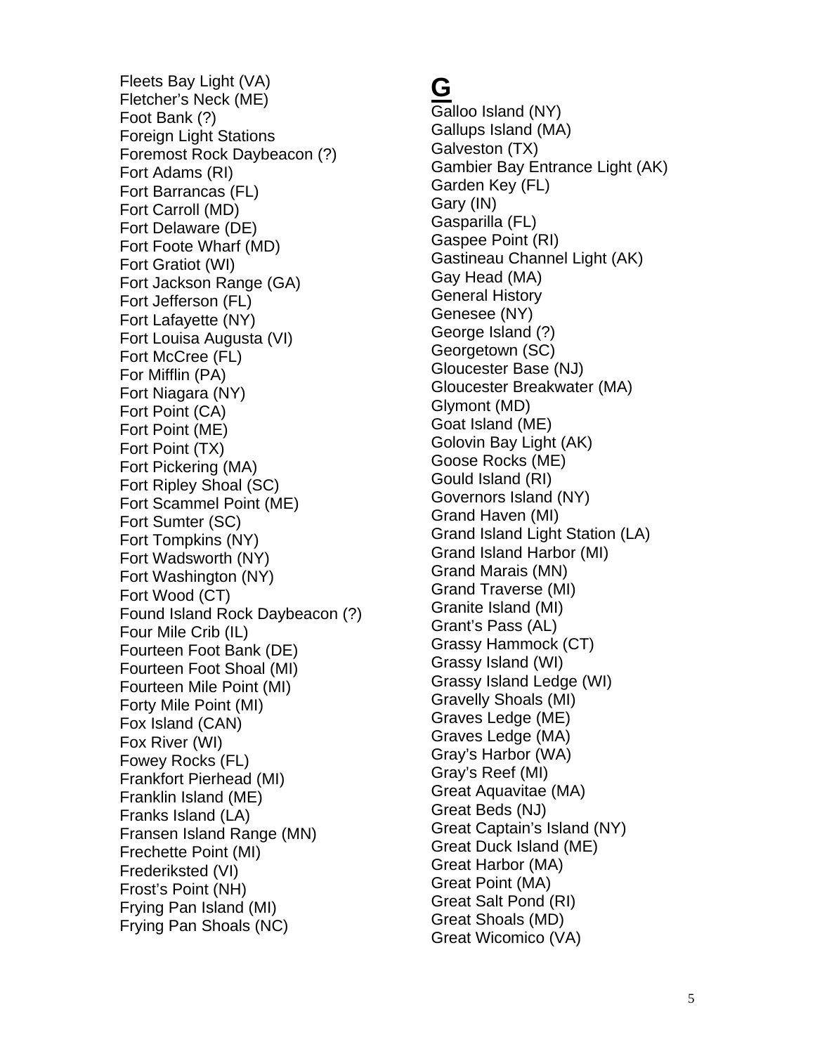Fleets Bay Light (VA)
Fletcher's Neck (ME)
Foot Bank (?)
Foreign Light Stations
Foremost Rock Daybeacon (?)
Fort Adams (RI)
Fort Barrancas (FL)
Fort Carroll (MD)
Fort Delaware (DE)
Fort Foote Wharf (MD)
Fort Gratiot (WI)
Fort Jackson Range (GA)
Fort Jefferson (FL)
Fort Lafayette (NY)
Fort Louisa Augusta (VI)
Fort McCree (FL)
For Mifflin (PA)
Fort Niagara (NY)
Fort Point (CA)
Fort Point (ME)
Fort Point (TX)
Fort Pickering (MA)
Fort Ripley Shoal (SC)
Fort Scammel Point (ME)
Fort Sumter (SC)
Fort Tompkins (NY)
Fort Wadsworth (NY)
Fort Washington (NY)
Fort Wood (CT)
Found Island Rock Daybeacon (?)
Four Mile Crib (IL)
Fourteen Foot Bank (DE)
Fourteen Foot Shoal (MI)
Fourteen Mile Point (MI)
Forty Mile Point (MI)
Fox Island (CAN)
Fox River (WI)
Fowey Rocks (FL)
Frankfort Pierhead (MI)
Franklin Island (ME)
Franks Island (LA)
Fransen Island Range (MN)
Frechette Point (MI)
Frederiksted (VI)
Frost's Point (NH)
Frying Pan Island (MI)
Frying Pan Shoals (NC)

# G

Galloo Island (NY)
Gallups Island (MA)
Galveston (TX)
Gambier Bay Entrance Light (AK)
Garden Key (FL)
Gary (IN)
Gasparilla (FL)
Gaspee Point (RI)
Gastineau Channel Light (AK)
Gay Head (MA)
General History
Genesee (NY)
George Island (?)
Georgetown (SC)
Gloucester Base (NJ)
Gloucester Breakwater (MA)
Glymont (MD)
Goat Island (ME)
Golovin Bay Light (AK)
Goose Rocks (ME)
Gould Island (RI)
Governors Island (NY)
Grand Haven (MI)
Grand Island Light Station (LA)
Grand Island Harbor (MI)
Grand Marais (MN)
Grand Traverse (MI)
Granite Island (MI)
Grant's Pass (AL)
Grassy Hammock (CT)
Grassy Island (WI)
Grassy Island Ledge (WI)
Gravelly Shoals (MI)
Graves Ledge (ME)
Graves Ledge (MA)
Gray's Harbor (WA)
Gray's Reef (MI)
Great Aquavitae (MA)
Great Beds (NJ)
Great Captain's Island (NY)
Great Duck Island (ME)
Great Harbor (MA)
Great Point (MA)
Great Salt Pond (RI)
Great Shoals (MD)
Great Wicomico (VA)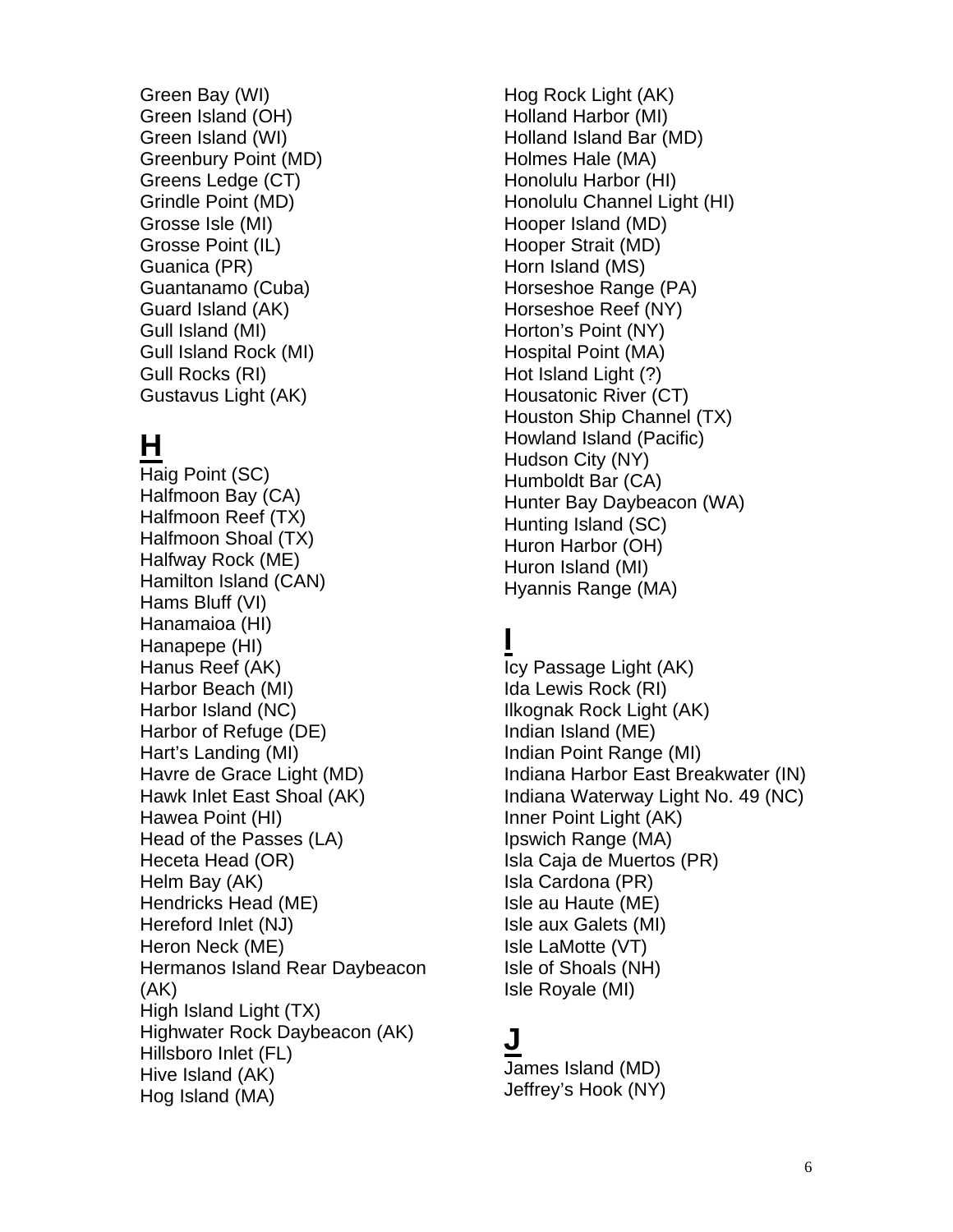Green Bay (WI)
Green Island (OH)
Green Island (WI)
Greenbury Point (MD)
Greens Ledge (CT)
Grindle Point (MD)
Grosse Isle (MI)
Grosse Point (IL)
Guanica (PR)
Guantanamo (Cuba)
Guard Island (AK)
Gull Island (MI)
Gull Island Rock (MI)
Gull Rocks (RI)
Gustavus Light (AK)

# H

Haig Point (SC)
Halfmoon Bay (CA)
Halfmoon Reef (TX)
Halfmoon Shoal (TX)
Halfway Rock (ME)
Hamilton Island (CAN)
Hams Bluff (VI)
Hanamaioa (HI)
Hanapepe (HI)
Hanus Reef (AK)
Harbor Beach (MI)
Harbor Island (NC)
Harbor of Refuge (DE)
Hart's Landing (MI)
Havre de Grace Light (MD)
Hawk Inlet East Shoal (AK)
Hawea Point (HI)
Head of the Passes (LA)
Heceta Head (OR)
Helm Bay (AK)
Hendricks Head (ME)
Hereford Inlet (NJ)
Heron Neck (ME)
Hermanos Island Rear Daybeacon (AK)
High Island Light (TX)
Highwater Rock Daybeacon (AK)
Hillsboro Inlet (FL)
Hive Island (AK)
Hog Island (MA)
Hog Rock Light (AK)
Holland Harbor (MI)
Holland Island Bar (MD)
Holmes Hale (MA)
Honolulu Harbor (HI)
Honolulu Channel Light (HI)
Hooper Island (MD)
Hooper Strait (MD)
Horn Island (MS)
Horseshoe Range (PA)
Horseshoe Reef (NY)
Horton's Point (NY)
Hospital Point (MA)
Hot Island Light (?)
Housatonic River (CT)
Houston Ship Channel (TX)
Howland Island (Pacific)
Hudson City (NY)
Humboldt Bar (CA)
Hunter Bay Daybeacon (WA)
Hunting Island (SC)
Huron Harbor (OH)
Huron Island (MI)
Hyannis Range (MA)

# I

Icy Passage Light (AK)
Ida Lewis Rock (RI)
Ilkognak Rock Light (AK)
Indian Island (ME)
Indian Point Range (MI)
Indiana Harbor East Breakwater (IN)
Indiana Waterway Light No. 49 (NC)
Inner Point Light (AK)
Ipswich Range (MA)
Isla Caja de Muertos (PR)
Isla Cardona (PR)
Isle au Haute (ME)
Isle aux Galets (MI)
Isle LaMotte (VT)
Isle of Shoals (NH)
Isle Royale (MI)

# J

James Island (MD)
Jeffrey's Hook (NY)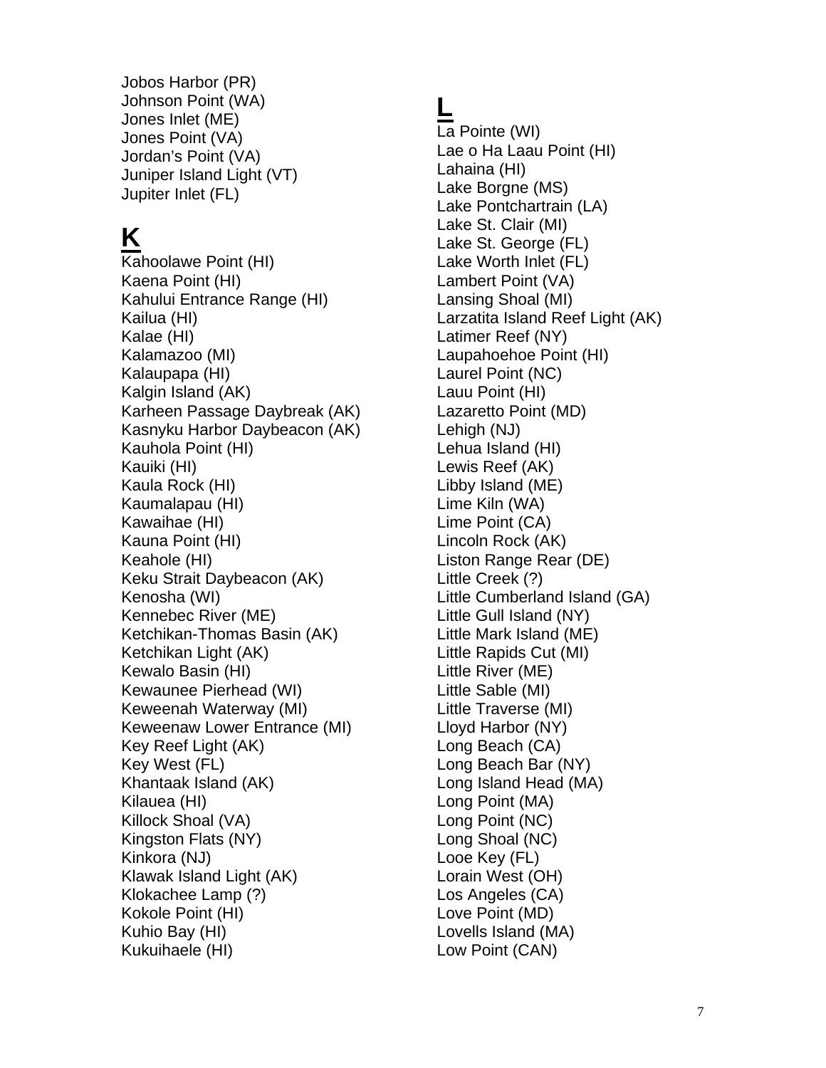Jobos Harbor (PR)
Johnson Point (WA)
Jones Inlet (ME)
Jones Point (VA)
Jordan's Point (VA)
Juniper Island Light (VT)
Jupiter Inlet (FL)

## K

Kahoolawe Point (HI)
Kaena Point (HI)
Kahului Entrance Range (HI)
Kailua (HI)
Kalae (HI)
Kalamazoo (MI)
Kalaupapa (HI)
Kalgin Island (AK)
Karheen Passage Daybreak (AK)
Kasnyku Harbor Daybeacon (AK)
Kauhola Point (HI)
Kauiki (HI)
Kaula Rock (HI)
Kaumalapau (HI)
Kawaihae (HI)
Kauna Point (HI)
Keahole (HI)
Keku Strait Daybeacon (AK)
Kenosha (WI)
Kennebec River (ME)
Ketchikan-Thomas Basin (AK)
Ketchikan Light (AK)
Kewalo Basin (HI)
Kewaunee Pierhead (WI)
Keweenah Waterway (MI)
Keweenaw Lower Entrance (MI)
Key Reef Light (AK)
Key West (FL)
Khantaak Island (AK)
Kilauea (HI)
Killock Shoal (VA)
Kingston Flats (NY)
Kinkora (NJ)
Klawak Island Light (AK)
Klokachee Lamp (?)
Kokole Point (HI)
Kuhio Bay (HI)
Kukuihaele (HI)

## L

La Pointe (WI)
Lae o Ha Laau Point (HI)
Lahaina (HI)
Lake Borgne (MS)
Lake Pontchartrain (LA)
Lake St. Clair (MI)
Lake St. George (FL)
Lake Worth Inlet (FL)
Lambert Point (VA)
Lansing Shoal (MI)
Larzatita Island Reef Light (AK)
Latimer Reef (NY)
Laupahoehoe Point (HI)
Laurel Point (NC)
Lauu Point (HI)
Lazaretto Point (MD)
Lehigh (NJ)
Lehua Island (HI)
Lewis Reef (AK)
Libby Island (ME)
Lime Kiln (WA)
Lime Point (CA)
Lincoln Rock (AK)
Liston Range Rear (DE)
Little Creek (?)
Little Cumberland Island (GA)
Little Gull Island (NY)
Little Mark Island (ME)
Little Rapids Cut (MI)
Little River (ME)
Little Sable (MI)
Little Traverse (MI)
Lloyd Harbor (NY)
Long Beach (CA)
Long Beach Bar (NY)
Long Island Head (MA)
Long Point (MA)
Long Point (NC)
Long Shoal (NC)
Looe Key (FL)
Lorain West (OH)
Los Angeles (CA)
Love Point (MD)
Lovells Island (MA)
Low Point (CAN)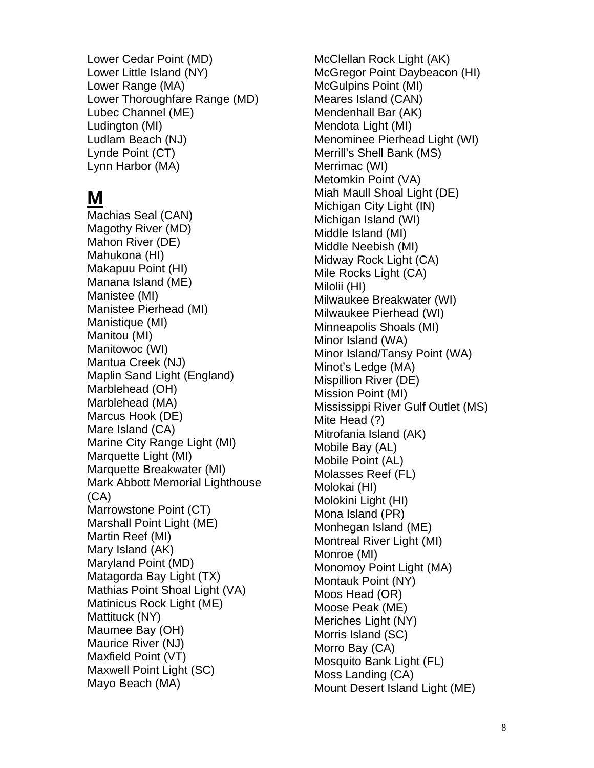Lower Cedar Point (MD)
Lower Little Island (NY)
Lower Range (MA)
Lower Thoroughfare Range (MD)
Lubec Channel (ME)
Ludington (MI)
Ludlam Beach (NJ)
Lynde Point (CT)
Lynn Harbor (MA)

## M

Machias Seal (CAN)
Magothy River (MD)
Mahon River (DE)
Mahukona (HI)
Makapuu Point (HI)
Manana Island (ME)
Manistee (MI)
Manistee Pierhead (MI)
Manistique (MI)
Manitou (MI)
Manitowoc (WI)
Mantua Creek (NJ)
Maplin Sand Light (England)
Marblehead (OH)
Marblehead (MA)
Marcus Hook (DE)
Mare Island (CA)
Marine City Range Light (MI)
Marquette Light (MI)
Marquette Breakwater (MI)
Mark Abbott Memorial Lighthouse (CA)
Marrowstone Point (CT)
Marshall Point Light (ME)
Martin Reef (MI)
Mary Island (AK)
Maryland Point (MD)
Matagorda Bay Light (TX)
Mathias Point Shoal Light (VA)
Matinicus Rock Light (ME)
Mattituck (NY)
Maumee Bay (OH)
Maurice River (NJ)
Maxfield Point (VT)
Maxwell Point Light (SC)
Mayo Beach (MA)
McClellan Rock Light (AK)
McGregor Point Daybeacon (HI)
McGulpins Point (MI)
Meares Island (CAN)
Mendenhall Bar (AK)
Mendota Light (MI)
Menominee Pierhead Light (WI)
Merrill's Shell Bank (MS)
Merrimac (WI)
Metomkin Point (VA)
Miah Maull Shoal Light (DE)
Michigan City Light (IN)
Michigan Island (WI)
Middle Island (MI)
Middle Neebish (MI)
Midway Rock Light (CA)
Mile Rocks Light (CA)
Milolii (HI)
Milwaukee Breakwater (WI)
Milwaukee Pierhead (WI)
Minneapolis Shoals (MI)
Minor Island (WA)
Minor Island/Tansy Point (WA)
Minot's Ledge (MA)
Mispillion River (DE)
Mission Point (MI)
Mississippi River Gulf Outlet (MS)
Mite Head (?)
Mitrofania Island (AK)
Mobile Bay (AL)
Mobile Point (AL)
Molasses Reef (FL)
Molokai (HI)
Molokini Light (HI)
Mona Island (PR)
Monhegan Island (ME)
Montreal River Light (MI)
Monroe (MI)
Monomoy Point Light (MA)
Montauk Point (NY)
Moos Head (OR)
Moose Peak (ME)
Meriches Light (NY)
Morris Island (SC)
Morro Bay (CA)
Mosquito Bank Light (FL)
Moss Landing (CA)
Mount Desert Island Light (ME)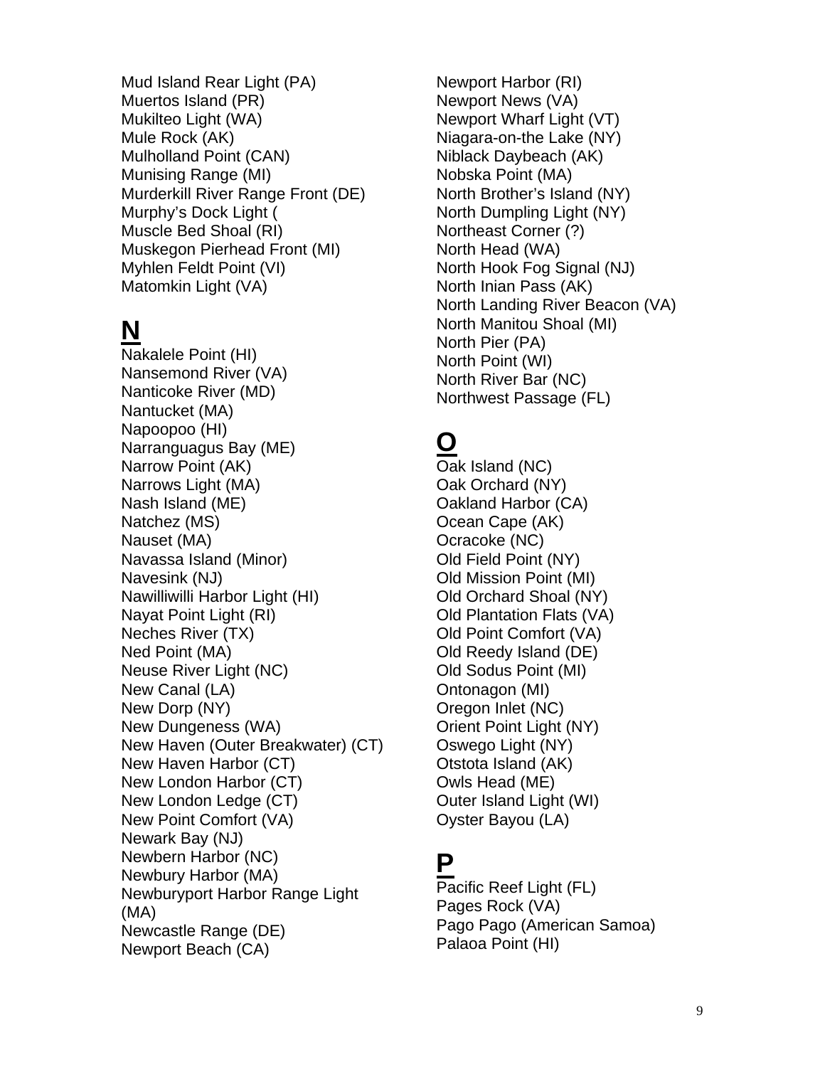Mud Island Rear Light (PA)
Muertos Island (PR)
Mukilteo Light (WA)
Mule Rock (AK)
Mulholland Point (CAN)
Munising Range (MI)
Murderkill River Range Front (DE)
Murphy's Dock Light (
Muscle Bed Shoal (RI)
Muskegon Pierhead Front (MI)
Myhlen Feldt Point (VI)
Matomkin Light (VA)

## N

Nakalele Point (HI)
Nansemond River (VA)
Nanticoke River (MD)
Nantucket (MA)
Napoopoo (HI)
Narranguagus Bay (ME)
Narrow Point (AK)
Narrows Light (MA)
Nash Island (ME)
Natchez (MS)
Nauset (MA)
Navassa Island (Minor)
Navesink (NJ)
Nawilliwilli Harbor Light (HI)
Nayat Point Light (RI)
Neches River (TX)
Ned Point (MA)
Neuse River Light (NC)
New Canal (LA)
New Dorp (NY)
New Dungeness (WA)
New Haven (Outer Breakwater) (CT)
New Haven Harbor (CT)
New London Harbor (CT)
New London Ledge (CT)
New Point Comfort (VA)
Newark Bay (NJ)
Newbern Harbor (NC)
Newbury Harbor (MA)
Newburyport Harbor Range Light (MA)
Newcastle Range (DE)
Newport Beach (CA)
Newport Harbor (RI)
Newport News (VA)
Newport Wharf Light (VT)
Niagara-on-the Lake (NY)
Niblack Daybeach (AK)
Nobska Point (MA)
North Brother's Island (NY)
North Dumpling Light (NY)
Northeast Corner (?)
North Head (WA)
North Hook Fog Signal (NJ)
North Inian Pass (AK)
North Landing River Beacon (VA)
North Manitou Shoal (MI)
North Pier (PA)
North Point (WI)
North River Bar (NC)
Northwest Passage (FL)

## O

Oak Island (NC)
Oak Orchard (NY)
Oakland Harbor (CA)
Ocean Cape (AK)
Ocracoke (NC)
Old Field Point (NY)
Old Mission Point (MI)
Old Orchard Shoal (NY)
Old Plantation Flats (VA)
Old Point Comfort (VA)
Old Reedy Island (DE)
Old Sodus Point (MI)
Ontonagon (MI)
Oregon Inlet (NC)
Orient Point Light (NY)
Oswego Light (NY)
Otstota Island (AK)
Owls Head (ME)
Outer Island Light (WI)
Oyster Bayou (LA)

## P

Pacific Reef Light (FL)
Pages Rock (VA)
Pago Pago (American Samoa)
Palaoa Point (HI)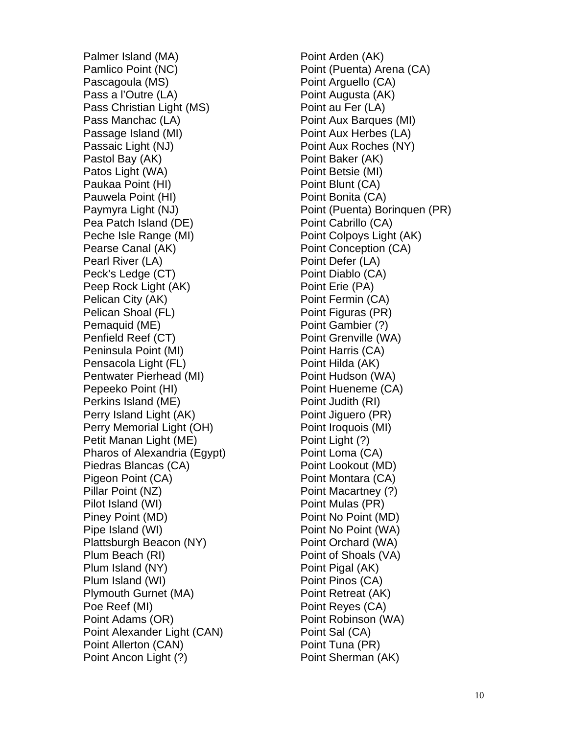Palmer Island (MA)
Pamlico Point (NC)
Pascagoula (MS)
Pass a l'Outre (LA)
Pass Christian Light (MS)
Pass Manchac (LA)
Passage Island (MI)
Passaic Light (NJ)
Pastol Bay (AK)
Patos Light (WA)
Paukaa Point (HI)
Pauwela Point (HI)
Paymyra Light (NJ)
Pea Patch Island (DE)
Peche Isle Range (MI)
Pearse Canal (AK)
Pearl River (LA)
Peck's Ledge (CT)
Peep Rock Light (AK)
Pelican City (AK)
Pelican Shoal (FL)
Pemaquid (ME)
Penfield Reef (CT)
Peninsula Point (MI)
Pensacola Light (FL)
Pentwater Pierhead (MI)
Pepeeko Point (HI)
Perkins Island (ME)
Perry Island Light (AK)
Perry Memorial Light (OH)
Petit Manan Light (ME)
Pharos of Alexandria (Egypt)
Piedras Blancas (CA)
Pigeon Point (CA)
Pillar Point (NZ)
Pilot Island (WI)
Piney Point (MD)
Pipe Island (WI)
Plattsburgh Beacon (NY)
Plum Beach (RI)
Plum Island (NY)
Plum Island (WI)
Plymouth Gurnet (MA)
Poe Reef (MI)
Point Adams (OR)
Point Alexander Light (CAN)
Point Allerton (CAN)
Point Ancon Light (?)
Point Arden (AK)
Point (Puenta) Arena (CA)
Point Arguello (CA)
Point Augusta (AK)
Point au Fer (LA)
Point Aux Barques (MI)
Point Aux Herbes (LA)
Point Aux Roches (NY)
Point Baker (AK)
Point Betsie (MI)
Point Blunt (CA)
Point Bonita (CA)
Point (Puenta) Borinquen (PR)
Point Cabrillo (CA)
Point Colpoys Light (AK)
Point Conception (CA)
Point Defer (LA)
Point Diablo (CA)
Point Erie (PA)
Point Fermin (CA)
Point Figuras (PR)
Point Gambier (?)
Point Grenville (WA)
Point Harris (CA)
Point Hilda (AK)
Point Hudson (WA)
Point Hueneme (CA)
Point Judith (RI)
Point Jiguero (PR)
Point Iroquois (MI)
Point Light (?)
Point Loma (CA)
Point Lookout (MD)
Point Montara (CA)
Point Macartney (?)
Point Mulas (PR)
Point No Point (MD)
Point No Point (WA)
Point Orchard (WA)
Point of Shoals (VA)
Point Pigal (AK)
Point Pinos (CA)
Point Retreat (AK)
Point Reyes (CA)
Point Robinson (WA)
Point Sal (CA)
Point Tuna (PR)
Point Sherman (AK)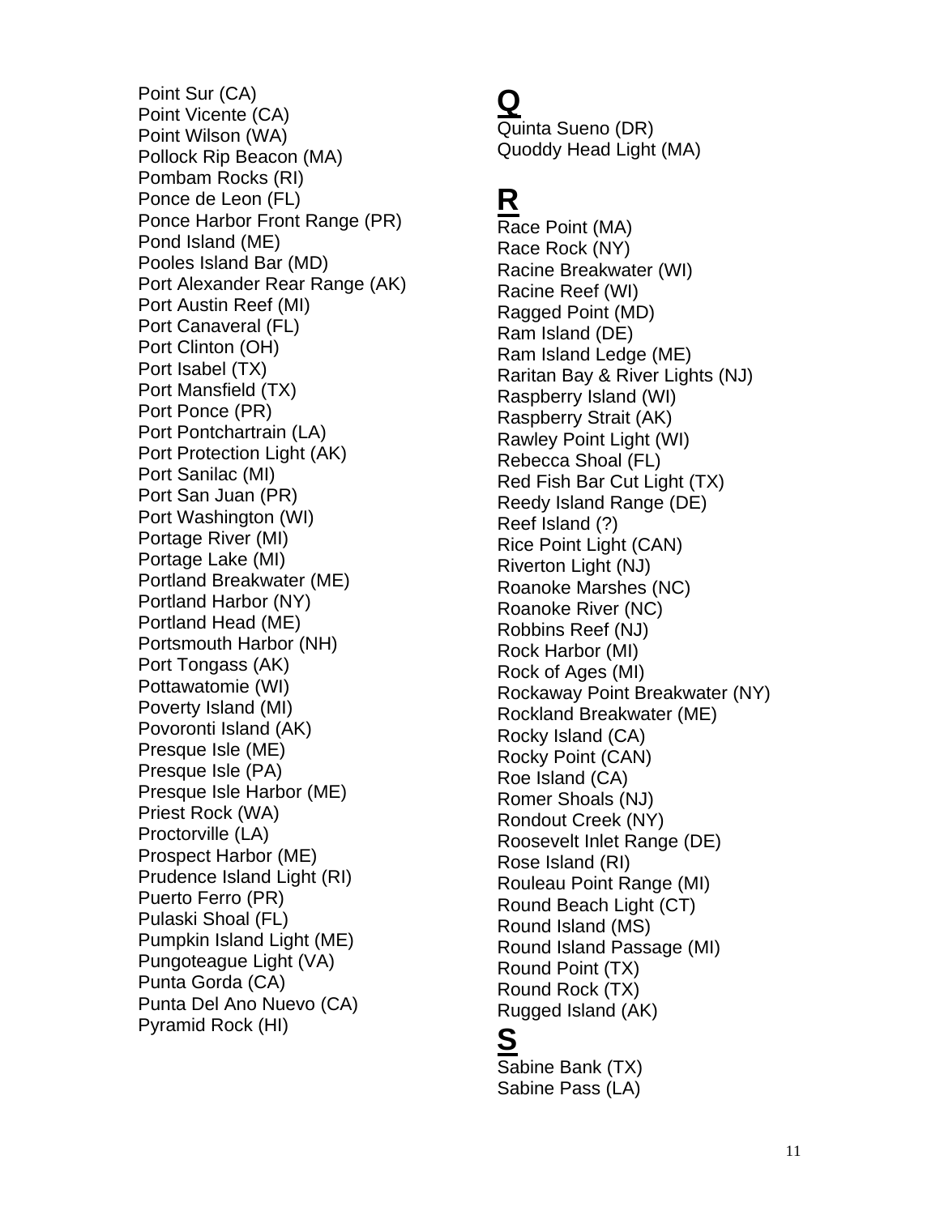Point Sur (CA)
Point Vicente (CA)
Point Wilson (WA)
Pollock Rip Beacon (MA)
Pombam Rocks (RI)
Ponce de Leon (FL)
Ponce Harbor Front Range (PR)
Pond Island (ME)
Pooles Island Bar (MD)
Port Alexander Rear Range (AK)
Port Austin Reef (MI)
Port Canaveral (FL)
Port Clinton (OH)
Port Isabel (TX)
Port Mansfield (TX)
Port Ponce (PR)
Port Pontchartrain (LA)
Port Protection Light (AK)
Port Sanilac (MI)
Port San Juan (PR)
Port Washington (WI)
Portage River (MI)
Portage Lake (MI)
Portland Breakwater (ME)
Portland Harbor (NY)
Portland Head (ME)
Portsmouth Harbor (NH)
Port Tongass (AK)
Pottawatomie (WI)
Poverty Island (MI)
Povoronti Island (AK)
Presque Isle (ME)
Presque Isle (PA)
Presque Isle Harbor (ME)
Priest Rock (WA)
Proctorville (LA)
Prospect Harbor (ME)
Prudence Island Light (RI)
Puerto Ferro (PR)
Pulaski Shoal (FL)
Pumpkin Island Light (ME)
Pungoteague Light (VA)
Punta Gorda (CA)
Punta Del Ano Nuevo (CA)
Pyramid Rock (HI)

# Q

Quinta Sueno (DR)
Quoddy Head Light (MA)

# R

Race Point (MA)
Race Rock (NY)
Racine Breakwater (WI)
Racine Reef (WI)
Ragged Point (MD)
Ram Island (DE)
Ram Island Ledge (ME)
Raritan Bay & River Lights (NJ)
Raspberry Island (WI)
Raspberry Strait (AK)
Rawley Point Light (WI)
Rebecca Shoal (FL)
Red Fish Bar Cut Light (TX)
Reedy Island Range (DE)
Reef Island (?)
Rice Point Light (CAN)
Riverton Light (NJ)
Roanoke Marshes (NC)
Roanoke River (NC)
Robbins Reef (NJ)
Rock Harbor (MI)
Rock of Ages (MI)
Rockaway Point Breakwater (NY)
Rockland Breakwater (ME)
Rocky Island (CA)
Rocky Point (CAN)
Roe Island (CA)
Romer Shoals (NJ)
Rondout Creek (NY)
Roosevelt Inlet Range (DE)
Rose Island (RI)
Rouleau Point Range (MI)
Round Beach Light (CT)
Round Island (MS)
Round Island Passage (MI)
Round Point (TX)
Round Rock (TX)
Rugged Island (AK)

# S

Sabine Bank (TX)
Sabine Pass (LA)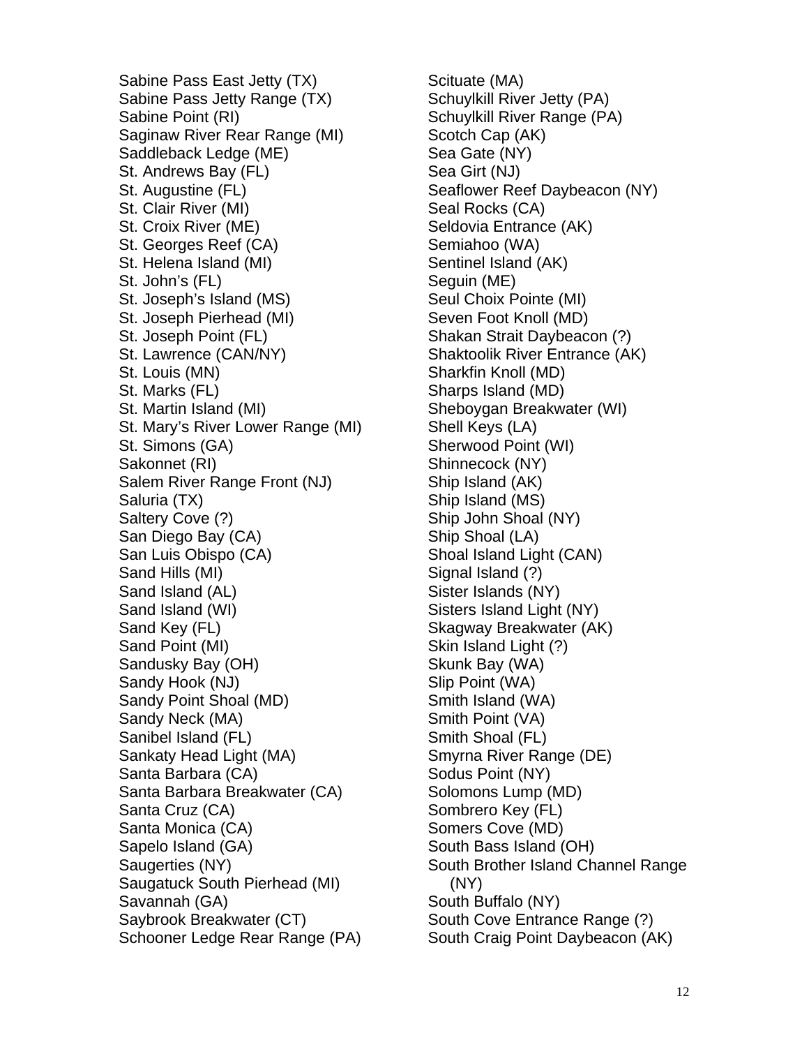Sabine Pass East Jetty (TX)
Sabine Pass Jetty Range (TX)
Sabine Point (RI)
Saginaw River Rear Range (MI)
Saddleback Ledge (ME)
St. Andrews Bay (FL)
St. Augustine (FL)
St. Clair River (MI)
St. Croix River (ME)
St. Georges Reef (CA)
St. Helena Island (MI)
St. John's (FL)
St. Joseph's Island (MS)
St. Joseph Pierhead (MI)
St. Joseph Point (FL)
St. Lawrence (CAN/NY)
St. Louis (MN)
St. Marks (FL)
St. Martin Island (MI)
St. Mary's River Lower Range (MI)
St. Simons (GA)
Sakonnet (RI)
Salem River Range Front (NJ)
Saluria (TX)
Saltery Cove (?)
San Diego Bay (CA)
San Luis Obispo (CA)
Sand Hills (MI)
Sand Island (AL)
Sand Island (WI)
Sand Key (FL)
Sand Point (MI)
Sandusky Bay (OH)
Sandy Hook (NJ)
Sandy Point Shoal (MD)
Sandy Neck (MA)
Sanibel Island (FL)
Sankaty Head Light (MA)
Santa Barbara (CA)
Santa Barbara Breakwater (CA)
Santa Cruz (CA)
Santa Monica (CA)
Sapelo Island (GA)
Saugerties (NY)
Saugatuck South Pierhead (MI)
Savannah (GA)
Saybrook Breakwater (CT)
Schooner Ledge Rear Range (PA)
Scituate (MA)
Schuylkill River Jetty (PA)
Schuylkill River Range (PA)
Scotch Cap (AK)
Sea Gate (NY)
Sea Girt (NJ)
Seaflower Reef Daybeacon (NY)
Seal Rocks (CA)
Seldovia Entrance (AK)
Semiahoo (WA)
Sentinel Island (AK)
Seguin (ME)
Seul Choix Pointe (MI)
Seven Foot Knoll (MD)
Shakan Strait Daybeacon (?)
Shaktoolik River Entrance (AK)
Sharkfin Knoll (MD)
Sharps Island (MD)
Sheboygan Breakwater (WI)
Shell Keys (LA)
Sherwood Point (WI)
Shinnecock (NY)
Ship Island (AK)
Ship Island (MS)
Ship John Shoal (NY)
Ship Shoal (LA)
Shoal Island Light (CAN)
Signal Island (?)
Sister Islands (NY)
Sisters Island Light (NY)
Skagway Breakwater (AK)
Skin Island Light (?)
Skunk Bay (WA)
Slip Point (WA)
Smith Island (WA)
Smith Point (VA)
Smith Shoal (FL)
Smyrna River Range (DE)
Sodus Point (NY)
Solomons Lump (MD)
Sombrero Key (FL)
Somers Cove (MD)
South Bass Island (OH)
South Brother Island Channel Range (NY)
South Buffalo (NY)
South Cove Entrance Range (?)
South Craig Point Daybeacon (AK)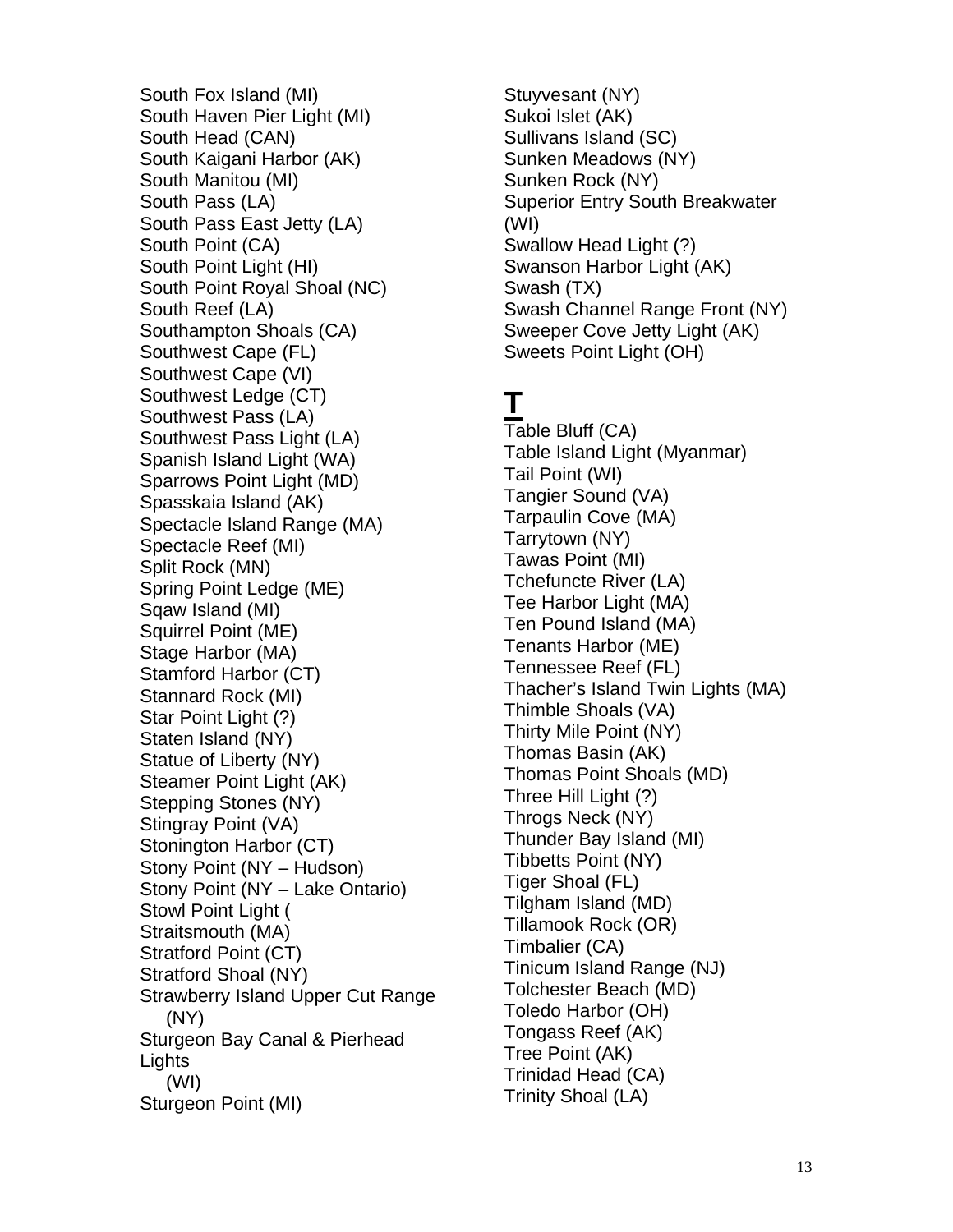South Fox Island (MI)
South Haven Pier Light (MI)
South Head (CAN)
South Kaigani Harbor (AK)
South Manitou (MI)
South Pass (LA)
South Pass East Jetty (LA)
South Point (CA)
South Point Light (HI)
South Point Royal Shoal (NC)
South Reef (LA)
Southampton Shoals (CA)
Southwest Cape (FL)
Southwest Cape (VI)
Southwest Ledge (CT)
Southwest Pass (LA)
Southwest Pass Light (LA)
Spanish Island Light (WA)
Sparrows Point Light (MD)
Spasskaia Island (AK)
Spectacle Island Range (MA)
Spectacle Reef (MI)
Split Rock (MN)
Spring Point Ledge (ME)
Sqaw Island (MI)
Squirrel Point (ME)
Stage Harbor (MA)
Stamford Harbor (CT)
Stannard Rock (MI)
Star Point Light (?)
Staten Island (NY)
Statue of Liberty (NY)
Steamer Point Light (AK)
Stepping Stones (NY)
Stingray Point (VA)
Stonington Harbor (CT)
Stony Point (NY – Hudson)
Stony Point (NY – Lake Ontario)
Stowl Point Light (
Straitsmouth (MA)
Stratford Point (CT)
Stratford Shoal (NY)
Strawberry Island Upper Cut Range (NY)
Sturgeon Bay Canal & Pierhead Lights (WI)
Sturgeon Point (MI)
Stuyvesant (NY)
Sukoi Islet (AK)
Sullivans Island (SC)
Sunken Meadows (NY)
Sunken Rock (NY)
Superior Entry South Breakwater (WI)
Swallow Head Light (?)
Swanson Harbor Light (AK)
Swash (TX)
Swash Channel Range Front (NY)
Sweeper Cove Jetty Light (AK)
Sweets Point Light (OH)

# T

Table Bluff (CA)
Table Island Light (Myanmar)
Tail Point (WI)
Tangier Sound (VA)
Tarpaulin Cove (MA)
Tarrytown (NY)
Tawas Point (MI)
Tchefuncte River (LA)
Tee Harbor Light (MA)
Ten Pound Island (MA)
Tenants Harbor (ME)
Tennessee Reef (FL)
Thacher's Island Twin Lights (MA)
Thimble Shoals (VA)
Thirty Mile Point (NY)
Thomas Basin (AK)
Thomas Point Shoals (MD)
Three Hill Light (?)
Throgs Neck (NY)
Thunder Bay Island (MI)
Tibbetts Point (NY)
Tiger Shoal (FL)
Tilgham Island (MD)
Tillamook Rock (OR)
Timbalier (CA)
Tinicum Island Range (NJ)
Tolchester Beach (MD)
Toledo Harbor (OH)
Tongass Reef (AK)
Tree Point (AK)
Trinidad Head (CA)
Trinity Shoal (LA)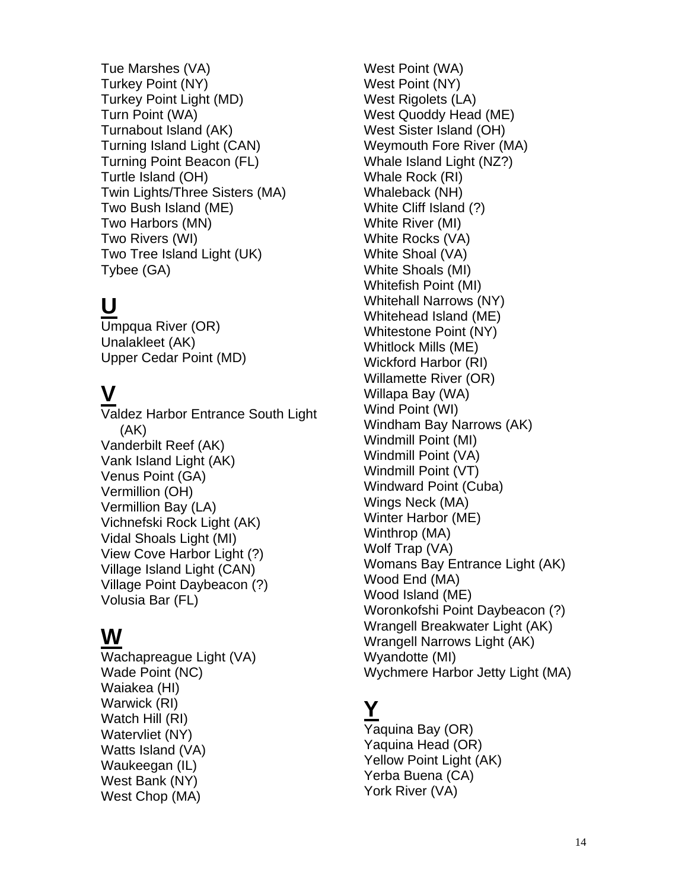Tue Marshes (VA)
Turkey Point (NY)
Turkey Point Light (MD)
Turn Point (WA)
Turnabout Island (AK)
Turning Island Light (CAN)
Turning Point Beacon (FL)
Turtle Island (OH)
Twin Lights/Three Sisters (MA)
Two Bush Island (ME)
Two Harbors (MN)
Two Rivers (WI)
Two Tree Island Light (UK)
Tybee (GA)

## U

Umpqua River (OR)
Unalakleet (AK)
Upper Cedar Point (MD)

## V

Valdez Harbor Entrance South Light (AK)
Vanderbilt Reef (AK)
Vank Island Light (AK)
Venus Point (GA)
Vermillion (OH)
Vermillion Bay (LA)
Vichnefski Rock Light (AK)
Vidal Shoals Light (MI)
View Cove Harbor Light (?)
Village Island Light (CAN)
Village Point Daybeacon (?)
Volusia Bar (FL)

## W

Wachapreague Light (VA)
Wade Point (NC)
Waiakea (HI)
Warwick (RI)
Watch Hill (RI)
Watervliet (NY)
Watts Island (VA)
Waukeegan (IL)
West Bank (NY)
West Chop (MA)
West Point (WA)
West Point (NY)
West Rigolets (LA)
West Quoddy Head (ME)
West Sister Island (OH)
Weymouth Fore River (MA)
Whale Island Light (NZ?)
Whale Rock (RI)
Whaleback (NH)
White Cliff Island (?)
White River (MI)
White Rocks (VA)
White Shoal (VA)
White Shoals (MI)
Whitefish Point (MI)
Whitehall Narrows (NY)
Whitehead Island (ME)
Whitestone Point (NY)
Whitlock Mills (ME)
Wickford Harbor (RI)
Willamette River (OR)
Willapa Bay (WA)
Wind Point (WI)
Windham Bay Narrows (AK)
Windmill Point (MI)
Windmill Point (VA)
Windmill Point (VT)
Windward Point (Cuba)
Wings Neck (MA)
Winter Harbor (ME)
Winthrop (MA)
Wolf Trap (VA)
Womans Bay Entrance Light (AK)
Wood End (MA)
Wood Island (ME)
Woronkofshi Point Daybeacon (?)
Wrangell Breakwater Light (AK)
Wrangell Narrows Light (AK)
Wyandotte (MI)
Wychmere Harbor Jetty Light (MA)

## Y

Yaquina Bay (OR)
Yaquina Head (OR)
Yellow Point Light (AK)
Yerba Buena (CA)
York River (VA)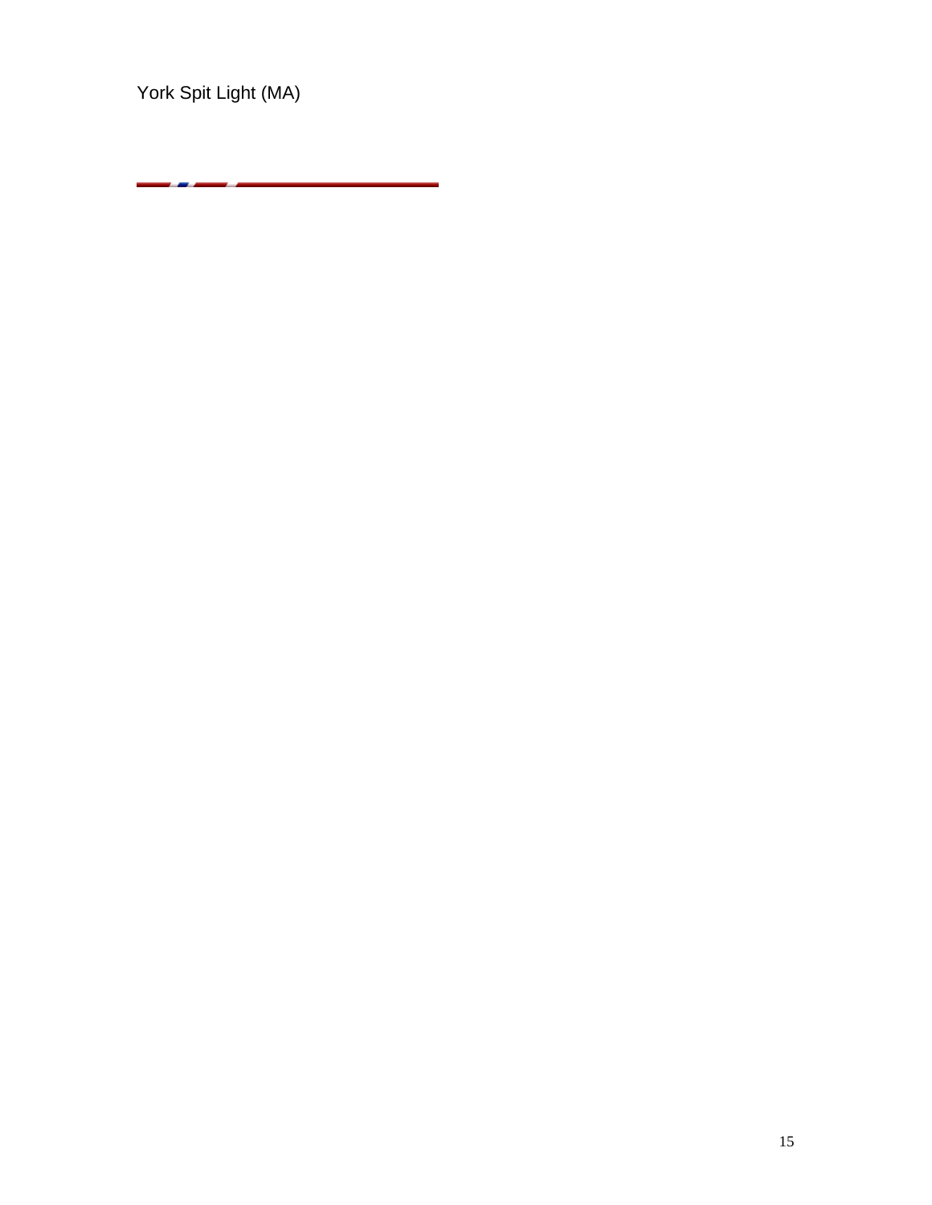York Spit Light (MA)